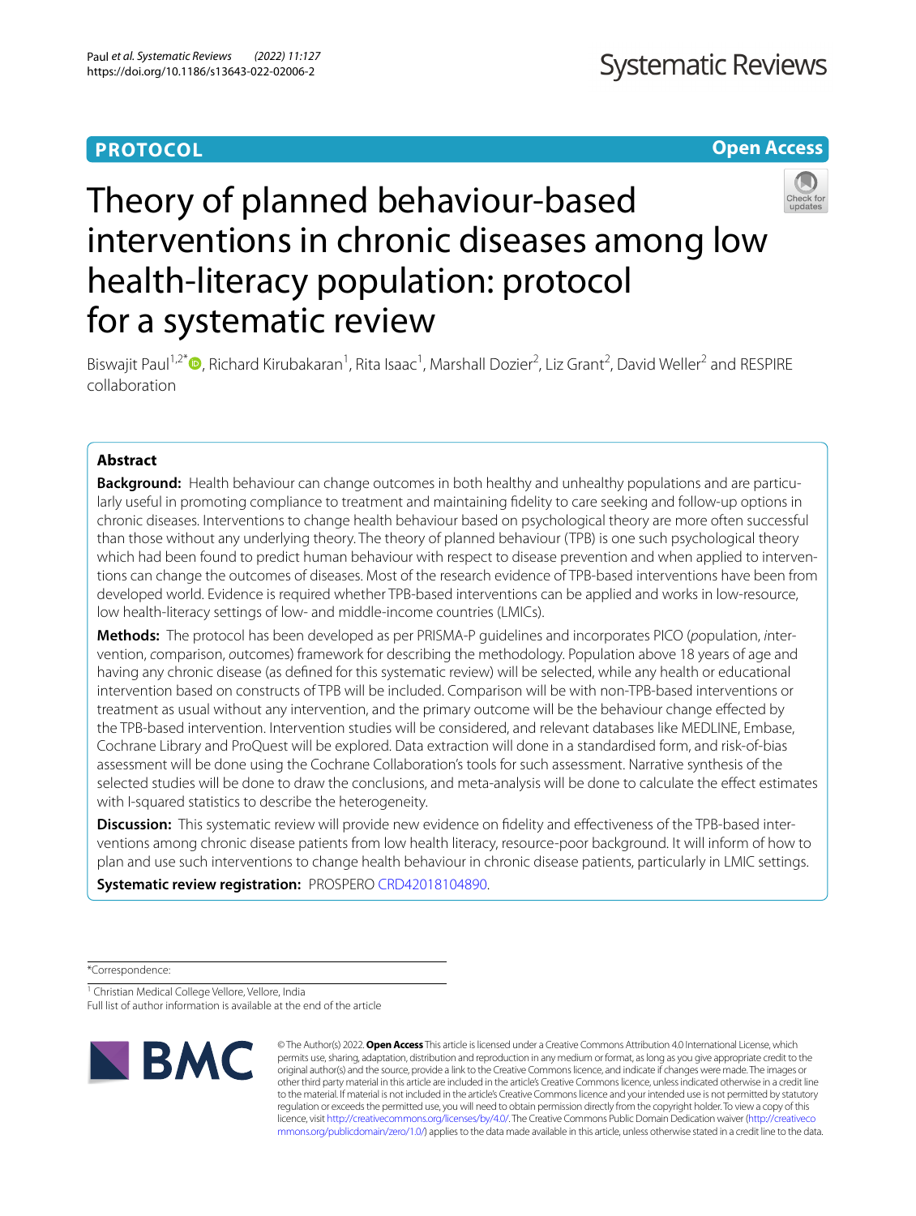PROTOCOL

Open Access

# Theory of planned behaviour-based interventions in chronic diseases among low health-literacy population: protocol for a systematic review

Biswajit Paul[1,2*], Richard Kirubakaran[1], Rita Isaac[1], Marshall Dozier[2], Liz Grant[2], David Weller[2] and RESPIRE collaboration

## Abstract

**Background:** Health behaviour can change outcomes in both healthy and unhealthy populations and are particularly useful in promoting compliance to treatment and maintaining fidelity to care seeking and follow-up options in chronic diseases. Interventions to change health behaviour based on psychological theory are more often successful than those without any underlying theory. The theory of planned behaviour (TPB) is one such psychological theory which had been found to predict human behaviour with respect to disease prevention and when applied to interventions can change the outcomes of diseases. Most of the research evidence of TPB-based interventions have been from developed world. Evidence is required whether TPB-based interventions can be applied and works in low-resource, low health-literacy settings of low- and middle-income countries (LMICs).

**Methods:** The protocol has been developed as per PRISMA-P guidelines and incorporates PICO (*p*opulation, *i*ntervention, *c*omparison, *o*utcomes) framework for describing the methodology. Population above 18 years of age and having any chronic disease (as defined for this systematic review) will be selected, while any health or educational intervention based on constructs of TPB will be included. Comparison will be with non-TPB-based interventions or treatment as usual without any intervention, and the primary outcome will be the behaviour change effected by the TPB-based intervention. Intervention studies will be considered, and relevant databases like MEDLINE, Embase, Cochrane Library and ProQuest will be explored. Data extraction will done in a standardised form, and risk-of-bias assessment will be done using the Cochrane Collaboration's tools for such assessment. Narrative synthesis of the selected studies will be done to draw the conclusions, and meta-analysis will be done to calculate the effect estimates with I-squared statistics to describe the heterogeneity.

**Discussion:** This systematic review will provide new evidence on fidelity and effectiveness of the TPB-based interventions among chronic disease patients from low health literacy, resource-poor background. It will inform of how to plan and use such interventions to change health behaviour in chronic disease patients, particularly in LMIC settings.

**Systematic review registration:** PROSPERO CRD42018104890.

*Correspondence:

[1] Christian Medical College Vellore, Vellore, India
Full list of author information is available at the end of the article

© The Author(s) 2022. **Open Access** This article is licensed under a Creative Commons Attribution 4.0 International License, which permits use, sharing, adaptation, distribution and reproduction in any medium or format, as long as you give appropriate credit to the original author(s) and the source, provide a link to the Creative Commons licence, and indicate if changes were made. The images or other third party material in this article are included in the article's Creative Commons licence, unless indicated otherwise in a credit line to the material. If material is not included in the article's Creative Commons licence and your intended use is not permitted by statutory regulation or exceeds the permitted use, you will need to obtain permission directly from the copyright holder. To view a copy of this licence, visit http://creativecommons.org/licenses/by/4.0/. The Creative Commons Public Domain Dedication waiver (http://creativecommons.org/publicdomain/zero/1.0/) applies to the data made available in this article, unless otherwise stated in a credit line to the data.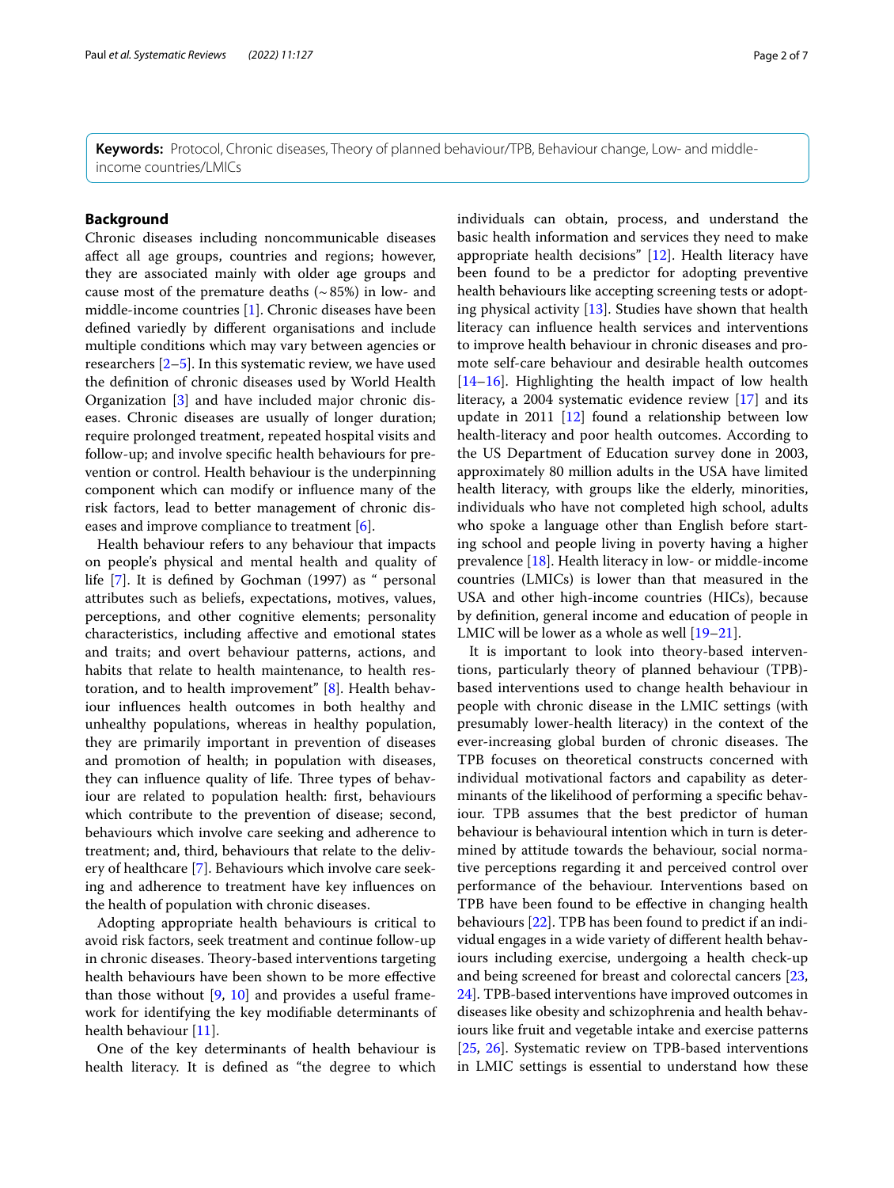**Keywords:** Protocol, Chronic diseases, Theory of planned behaviour/TPB, Behaviour change, Low- and middle-income countries/LMICs

## Background

Chronic diseases including noncommunicable diseases affect all age groups, countries and regions; however, they are associated mainly with older age groups and cause most of the premature deaths (~ 85%) in low- and middle-income countries [1]. Chronic diseases have been defined variedly by different organisations and include multiple conditions which may vary between agencies or researchers [2–5]. In this systematic review, we have used the definition of chronic diseases used by World Health Organization [3] and have included major chronic diseases. Chronic diseases are usually of longer duration; require prolonged treatment, repeated hospital visits and follow-up; and involve specific health behaviours for prevention or control. Health behaviour is the underpinning component which can modify or influence many of the risk factors, lead to better management of chronic diseases and improve compliance to treatment [6].

Health behaviour refers to any behaviour that impacts on people's physical and mental health and quality of life [7]. It is defined by Gochman (1997) as " personal attributes such as beliefs, expectations, motives, values, perceptions, and other cognitive elements; personality characteristics, including affective and emotional states and traits; and overt behaviour patterns, actions, and habits that relate to health maintenance, to health restoration, and to health improvement" [8]. Health behaviour influences health outcomes in both healthy and unhealthy populations, whereas in healthy population, they are primarily important in prevention of diseases and promotion of health; in population with diseases, they can influence quality of life. Three types of behaviour are related to population health: first, behaviours which contribute to the prevention of disease; second, behaviours which involve care seeking and adherence to treatment; and, third, behaviours that relate to the delivery of healthcare [7]. Behaviours which involve care seeking and adherence to treatment have key influences on the health of population with chronic diseases.

Adopting appropriate health behaviours is critical to avoid risk factors, seek treatment and continue follow-up in chronic diseases. Theory-based interventions targeting health behaviours have been shown to be more effective than those without [9, 10] and provides a useful framework for identifying the key modifiable determinants of health behaviour [11].

One of the key determinants of health behaviour is health literacy. It is defined as "the degree to which individuals can obtain, process, and understand the basic health information and services they need to make appropriate health decisions" [12]. Health literacy have been found to be a predictor for adopting preventive health behaviours like accepting screening tests or adopting physical activity [13]. Studies have shown that health literacy can influence health services and interventions to improve health behaviour in chronic diseases and promote self-care behaviour and desirable health outcomes [14–16]. Highlighting the health impact of low health literacy, a 2004 systematic evidence review [17] and its update in 2011 [12] found a relationship between low health-literacy and poor health outcomes. According to the US Department of Education survey done in 2003, approximately 80 million adults in the USA have limited health literacy, with groups like the elderly, minorities, individuals who have not completed high school, adults who spoke a language other than English before starting school and people living in poverty having a higher prevalence [18]. Health literacy in low- or middle-income countries (LMICs) is lower than that measured in the USA and other high-income countries (HICs), because by definition, general income and education of people in LMIC will be lower as a whole as well [19–21].

It is important to look into theory-based interventions, particularly theory of planned behaviour (TPB)-based interventions used to change health behaviour in people with chronic disease in the LMIC settings (with presumably lower-health literacy) in the context of the ever-increasing global burden of chronic diseases. The TPB focuses on theoretical constructs concerned with individual motivational factors and capability as determinants of the likelihood of performing a specific behaviour. TPB assumes that the best predictor of human behaviour is behavioural intention which in turn is determined by attitude towards the behaviour, social normative perceptions regarding it and perceived control over performance of the behaviour. Interventions based on TPB have been found to be effective in changing health behaviours [22]. TPB has been found to predict if an individual engages in a wide variety of different health behaviours including exercise, undergoing a health check-up and being screened for breast and colorectal cancers [23, 24]. TPB-based interventions have improved outcomes in diseases like obesity and schizophrenia and health behaviours like fruit and vegetable intake and exercise patterns [25, 26]. Systematic review on TPB-based interventions in LMIC settings is essential to understand how these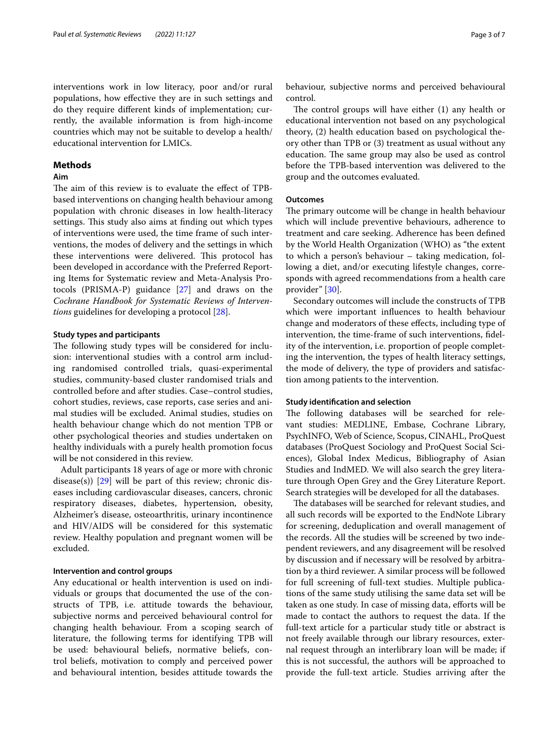interventions work in low literacy, poor and/or rural populations, how effective they are in such settings and do they require different kinds of implementation; currently, the available information is from high-income countries which may not be suitable to develop a health/educational intervention for LMICs.

## Methods

### Aim

The aim of this review is to evaluate the effect of TPB-based interventions on changing health behaviour among population with chronic diseases in low health-literacy settings. This study also aims at finding out which types of interventions were used, the time frame of such interventions, the modes of delivery and the settings in which these interventions were delivered. This protocol has been developed in accordance with the Preferred Reporting Items for Systematic review and Meta-Analysis Protocols (PRISMA-P) guidance [27] and draws on the *Cochrane Handbook for Systematic Reviews of Interventions* guidelines for developing a protocol [28].

#### Study types and participants

The following study types will be considered for inclusion: interventional studies with a control arm including randomised controlled trials, quasi-experimental studies, community-based cluster randomised trials and controlled before and after studies. Case–control studies, cohort studies, reviews, case reports, case series and animal studies will be excluded. Animal studies, studies on health behaviour change which do not mention TPB or other psychological theories and studies undertaken on healthy individuals with a purely health promotion focus will be not considered in this review.

Adult participants 18 years of age or more with chronic disease(s)) [29] will be part of this review; chronic diseases including cardiovascular diseases, cancers, chronic respiratory diseases, diabetes, hypertension, obesity, Alzheimer's disease, osteoarthritis, urinary incontinence and HIV/AIDS will be considered for this systematic review. Healthy population and pregnant women will be excluded.

#### Intervention and control groups

Any educational or health intervention is used on individuals or groups that documented the use of the constructs of TPB, i.e. attitude towards the behaviour, subjective norms and perceived behavioural control for changing health behaviour. From a scoping search of literature, the following terms for identifying TPB will be used: behavioural beliefs, normative beliefs, control beliefs, motivation to comply and perceived power and behavioural intention, besides attitude towards the behaviour, subjective norms and perceived behavioural control.

The control groups will have either (1) any health or educational intervention not based on any psychological theory, (2) health education based on psychological theory other than TPB or (3) treatment as usual without any education. The same group may also be used as control before the TPB-based intervention was delivered to the group and the outcomes evaluated.

#### Outcomes

The primary outcome will be change in health behaviour which will include preventive behaviours, adherence to treatment and care seeking. Adherence has been defined by the World Health Organization (WHO) as "the extent to which a person's behaviour – taking medication, following a diet, and/or executing lifestyle changes, corresponds with agreed recommendations from a health care provider" [30].

Secondary outcomes will include the constructs of TPB which were important influences to health behaviour change and moderators of these effects, including type of intervention, the time-frame of such interventions, fidelity of the intervention, i.e. proportion of people completing the intervention, the types of health literacy settings, the mode of delivery, the type of providers and satisfaction among patients to the intervention.

#### Study identification and selection

The following databases will be searched for relevant studies: MEDLINE, Embase, Cochrane Library, PsychINFO, Web of Science, Scopus, CINAHL, ProQuest databases (ProQuest Sociology and ProQuest Social Sciences), Global Index Medicus, Bibliography of Asian Studies and IndMED. We will also search the grey literature through Open Grey and the Grey Literature Report. Search strategies will be developed for all the databases.

The databases will be searched for relevant studies, and all such records will be exported to the EndNote Library for screening, deduplication and overall management of the records. All the studies will be screened by two independent reviewers, and any disagreement will be resolved by discussion and if necessary will be resolved by arbitration by a third reviewer. A similar process will be followed for full screening of full-text studies. Multiple publications of the same study utilising the same data set will be taken as one study. In case of missing data, efforts will be made to contact the authors to request the data. If the full-text article for a particular study title or abstract is not freely available through our library resources, external request through an interlibrary loan will be made; if this is not successful, the authors will be approached to provide the full-text article. Studies arriving after the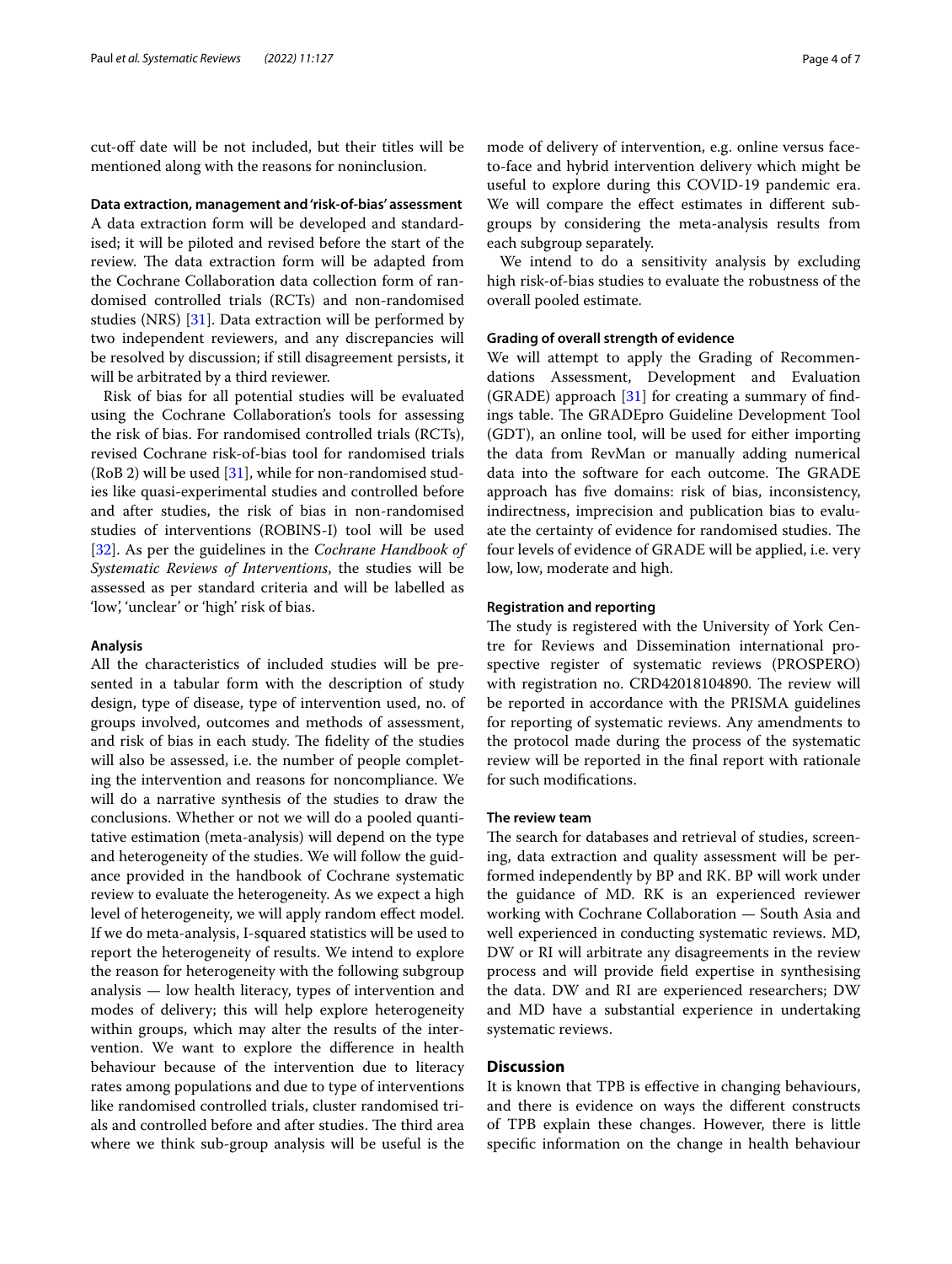cut-off date will be not included, but their titles will be mentioned along with the reasons for noninclusion.

#### Data extraction, management and 'risk-of-bias' assessment

A data extraction form will be developed and standardised; it will be piloted and revised before the start of the review. The data extraction form will be adapted from the Cochrane Collaboration data collection form of randomised controlled trials (RCTs) and non-randomised studies (NRS) [31]. Data extraction will be performed by two independent reviewers, and any discrepancies will be resolved by discussion; if still disagreement persists, it will be arbitrated by a third reviewer.

Risk of bias for all potential studies will be evaluated using the Cochrane Collaboration's tools for assessing the risk of bias. For randomised controlled trials (RCTs), revised Cochrane risk-of-bias tool for randomised trials (RoB 2) will be used [31], while for non-randomised studies like quasi-experimental studies and controlled before and after studies, the risk of bias in non-randomised studies of interventions (ROBINS-I) tool will be used [32]. As per the guidelines in the *Cochrane Handbook of Systematic Reviews of Interventions*, the studies will be assessed as per standard criteria and will be labelled as 'low', 'unclear' or 'high' risk of bias.

#### Analysis

All the characteristics of included studies will be presented in a tabular form with the description of study design, type of disease, type of intervention used, no. of groups involved, outcomes and methods of assessment, and risk of bias in each study. The fidelity of the studies will also be assessed, i.e. the number of people completing the intervention and reasons for noncompliance. We will do a narrative synthesis of the studies to draw the conclusions. Whether or not we will do a pooled quantitative estimation (meta-analysis) will depend on the type and heterogeneity of the studies. We will follow the guidance provided in the handbook of Cochrane systematic review to evaluate the heterogeneity. As we expect a high level of heterogeneity, we will apply random effect model. If we do meta-analysis, I-squared statistics will be used to report the heterogeneity of results. We intend to explore the reason for heterogeneity with the following subgroup analysis — low health literacy, types of intervention and modes of delivery; this will help explore heterogeneity within groups, which may alter the results of the intervention. We want to explore the difference in health behaviour because of the intervention due to literacy rates among populations and due to type of interventions like randomised controlled trials, cluster randomised trials and controlled before and after studies. The third area where we think sub-group analysis will be useful is the mode of delivery of intervention, e.g. online versus face-to-face and hybrid intervention delivery which might be useful to explore during this COVID-19 pandemic era. We will compare the effect estimates in different subgroups by considering the meta-analysis results from each subgroup separately.

We intend to do a sensitivity analysis by excluding high risk-of-bias studies to evaluate the robustness of the overall pooled estimate.

#### Grading of overall strength of evidence

We will attempt to apply the Grading of Recommendations Assessment, Development and Evaluation (GRADE) approach [31] for creating a summary of findings table. The GRADEpro Guideline Development Tool (GDT), an online tool, will be used for either importing the data from RevMan or manually adding numerical data into the software for each outcome. The GRADE approach has five domains: risk of bias, inconsistency, indirectness, imprecision and publication bias to evaluate the certainty of evidence for randomised studies. The four levels of evidence of GRADE will be applied, i.e. very low, low, moderate and high.

#### Registration and reporting

The study is registered with the University of York Centre for Reviews and Dissemination international prospective register of systematic reviews (PROSPERO) with registration no. CRD42018104890. The review will be reported in accordance with the PRISMA guidelines for reporting of systematic reviews. Any amendments to the protocol made during the process of the systematic review will be reported in the final report with rationale for such modifications.

#### The review team

The search for databases and retrieval of studies, screening, data extraction and quality assessment will be performed independently by BP and RK. BP will work under the guidance of MD. RK is an experienced reviewer working with Cochrane Collaboration — South Asia and well experienced in conducting systematic reviews. MD, DW or RI will arbitrate any disagreements in the review process and will provide field expertise in synthesising the data. DW and RI are experienced researchers; DW and MD have a substantial experience in undertaking systematic reviews.

## Discussion

It is known that TPB is effective in changing behaviours, and there is evidence on ways the different constructs of TPB explain these changes. However, there is little specific information on the change in health behaviour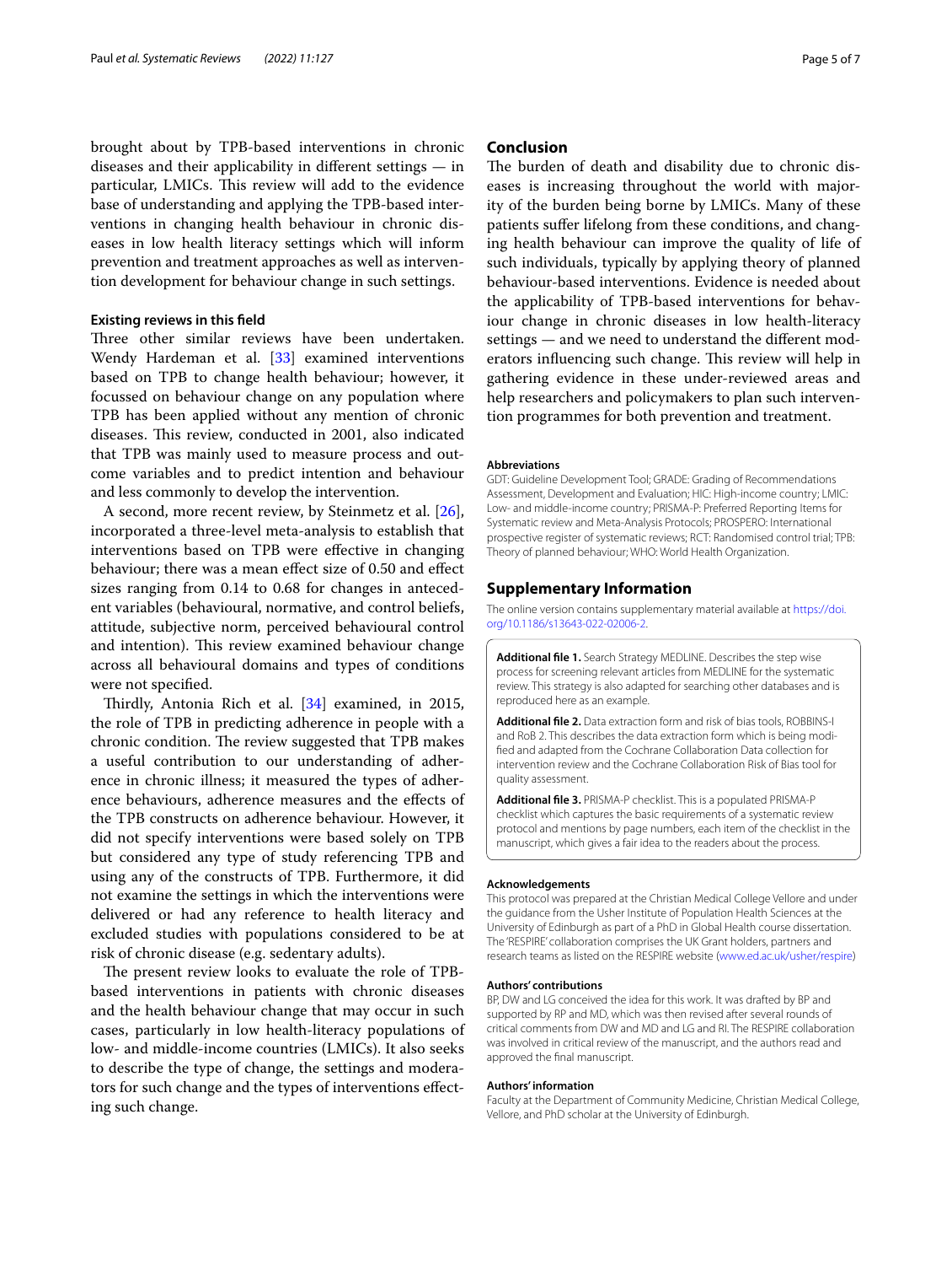brought about by TPB-based interventions in chronic diseases and their applicability in different settings — in particular, LMICs. This review will add to the evidence base of understanding and applying the TPB-based interventions in changing health behaviour in chronic diseases in low health literacy settings which will inform prevention and treatment approaches as well as intervention development for behaviour change in such settings.

### Existing reviews in this field

Three other similar reviews have been undertaken. Wendy Hardeman et al. [33] examined interventions based on TPB to change health behaviour; however, it focussed on behaviour change on any population where TPB has been applied without any mention of chronic diseases. This review, conducted in 2001, also indicated that TPB was mainly used to measure process and outcome variables and to predict intention and behaviour and less commonly to develop the intervention.

A second, more recent review, by Steinmetz et al. [26], incorporated a three-level meta-analysis to establish that interventions based on TPB were effective in changing behaviour; there was a mean effect size of 0.50 and effect sizes ranging from 0.14 to 0.68 for changes in antecedent variables (behavioural, normative, and control beliefs, attitude, subjective norm, perceived behavioural control and intention). This review examined behaviour change across all behavioural domains and types of conditions were not specified.

Thirdly, Antonia Rich et al. [34] examined, in 2015, the role of TPB in predicting adherence in people with a chronic condition. The review suggested that TPB makes a useful contribution to our understanding of adherence in chronic illness; it measured the types of adherence behaviours, adherence measures and the effects of the TPB constructs on adherence behaviour. However, it did not specify interventions were based solely on TPB but considered any type of study referencing TPB and using any of the constructs of TPB. Furthermore, it did not examine the settings in which the interventions were delivered or had any reference to health literacy and excluded studies with populations considered to be at risk of chronic disease (e.g. sedentary adults).

The present review looks to evaluate the role of TPB-based interventions in patients with chronic diseases and the health behaviour change that may occur in such cases, particularly in low health-literacy populations of low- and middle-income countries (LMICs). It also seeks to describe the type of change, the settings and moderators for such change and the types of interventions effecting such change.

## Conclusion

The burden of death and disability due to chronic diseases is increasing throughout the world with majority of the burden being borne by LMICs. Many of these patients suffer lifelong from these conditions, and changing health behaviour can improve the quality of life of such individuals, typically by applying theory of planned behaviour-based interventions. Evidence is needed about the applicability of TPB-based interventions for behaviour change in chronic diseases in low health-literacy settings — and we need to understand the different moderators influencing such change. This review will help in gathering evidence in these under-reviewed areas and help researchers and policymakers to plan such intervention programmes for both prevention and treatment.

### Abbreviations

GDT: Guideline Development Tool; GRADE: Grading of Recommendations Assessment, Development and Evaluation; HIC: High-income country; LMIC: Low- and middle-income country; PRISMA-P: Preferred Reporting Items for Systematic review and Meta-Analysis Protocols; PROSPERO: International prospective register of systematic reviews; RCT: Randomised control trial; TPB: Theory of planned behaviour; WHO: World Health Organization.

## Supplementary Information

The online version contains supplementary material available at https://doi.org/10.1186/s13643-022-02006-2.

**Additional file 1.** Search Strategy MEDLINE. Describes the step wise process for screening relevant articles from MEDLINE for the systematic review. This strategy is also adapted for searching other databases and is reproduced here as an example.

**Additional file 2.** Data extraction form and risk of bias tools, ROBBINS-I and RoB 2. This describes the data extraction form which is being modified and adapted from the Cochrane Collaboration Data collection for intervention review and the Cochrane Collaboration Risk of Bias tool for quality assessment.

**Additional file 3.** PRISMA-P checklist. This is a populated PRISMA-P checklist which captures the basic requirements of a systematic review protocol and mentions by page numbers, each item of the checklist in the manuscript, which gives a fair idea to the readers about the process.

### Acknowledgements

This protocol was prepared at the Christian Medical College Vellore and under the guidance from the Usher Institute of Population Health Sciences at the University of Edinburgh as part of a PhD in Global Health course dissertation. The 'RESPIRE' collaboration comprises the UK Grant holders, partners and research teams as listed on the RESPIRE website (www.ed.ac.uk/usher/respire)

### Authors' contributions

BP, DW and LG conceived the idea for this work. It was drafted by BP and supported by RP and MD, which was then revised after several rounds of critical comments from DW and MD and LG and RI. The RESPIRE collaboration was involved in critical review of the manuscript, and the authors read and approved the final manuscript.

### Authors' information

Faculty at the Department of Community Medicine, Christian Medical College, Vellore, and PhD scholar at the University of Edinburgh.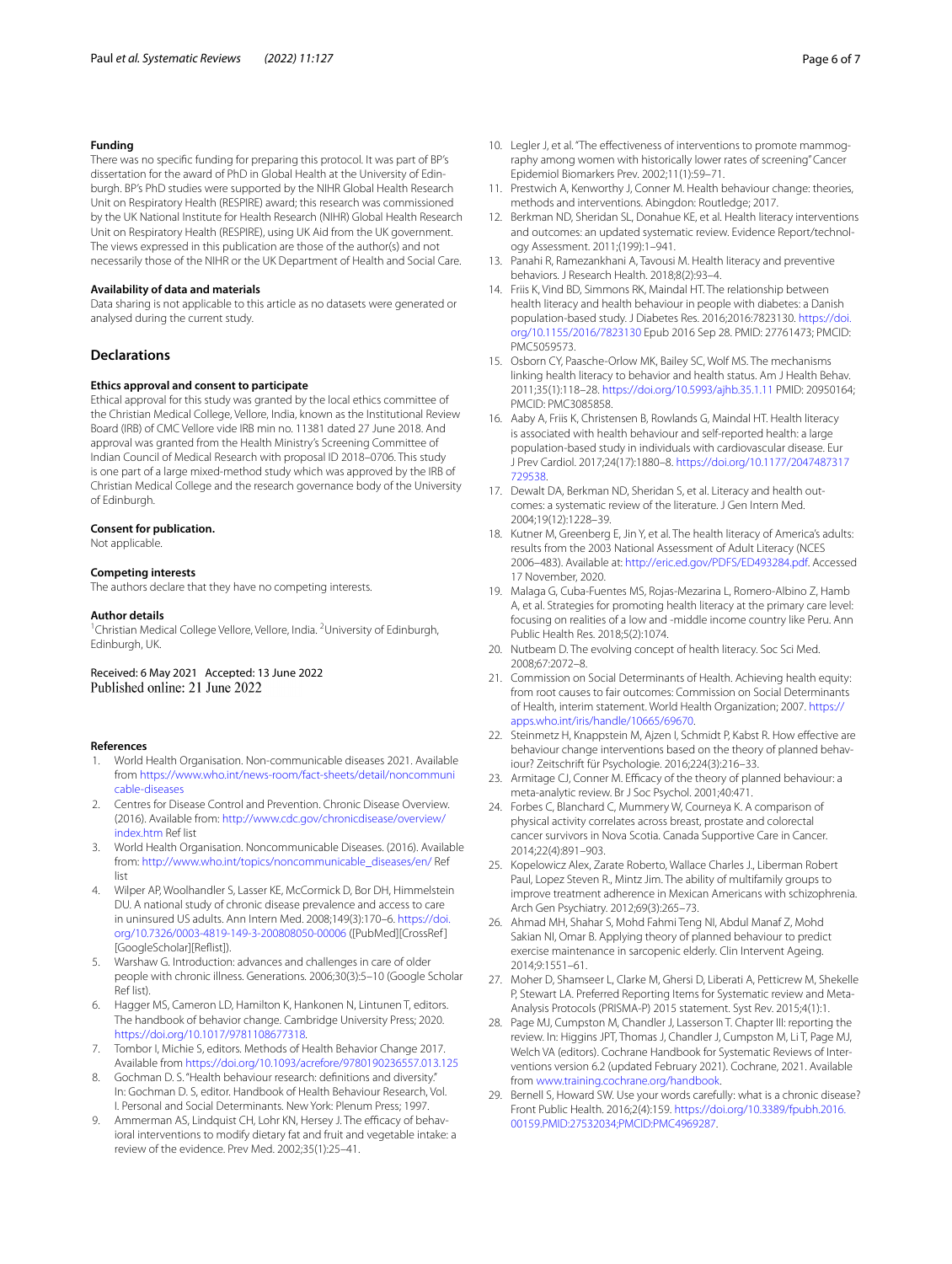#### Funding

There was no specific funding for preparing this protocol. It was part of BP's dissertation for the award of PhD in Global Health at the University of Edinburgh. BP's PhD studies were supported by the NIHR Global Health Research Unit on Respiratory Health (RESPIRE) award; this research was commissioned by the UK National Institute for Health Research (NIHR) Global Health Research Unit on Respiratory Health (RESPIRE), using UK Aid from the UK government. The views expressed in this publication are those of the author(s) and not necessarily those of the NIHR or the UK Department of Health and Social Care.

#### Availability of data and materials

Data sharing is not applicable to this article as no datasets were generated or analysed during the current study.

## Declarations

#### Ethics approval and consent to participate

Ethical approval for this study was granted by the local ethics committee of the Christian Medical College, Vellore, India, known as the Institutional Review Board (IRB) of CMC Vellore vide IRB min no. 11381 dated 27 June 2018. And approval was granted from the Health Ministry's Screening Committee of Indian Council of Medical Research with proposal ID 2018–0706. This study is one part of a large mixed-method study which was approved by the IRB of Christian Medical College and the research governance body of the University of Edinburgh.

#### Consent for publication.

Not applicable.

#### Competing interests

The authors declare that they have no competing interests.

#### Author details

[1]Christian Medical College Vellore, Vellore, India. [2]University of Edinburgh, Edinburgh, UK.

Received: 6 May 2021 Accepted: 13 June 2022
Published online: 21 June 2022

#### References

1. World Health Organisation. Non-communicable diseases 2021. Available from https://www.who.int/news-room/fact-sheets/detail/noncommunicable-diseases
2. Centres for Disease Control and Prevention. Chronic Disease Overview. (2016). Available from: http://www.cdc.gov/chronicdisease/overview/index.htm Ref list
3. World Health Organisation. Noncommunicable Diseases. (2016). Available from: http://www.who.int/topics/noncommunicable_diseases/en/ Ref list
4. Wilper AP, Woolhandler S, Lasser KE, McCormick D, Bor DH, Himmelstein DU. A national study of chronic disease prevalence and access to care in uninsured US adults. Ann Intern Med. 2008;149(3):170–6. https://doi.org/10.7326/0003-4819-149-3-200808050-00006 ([PubMed][CrossRef][GoogleScholar][Reflist]).
5. Warshaw G. Introduction: advances and challenges in care of older people with chronic illness. Generations. 2006;30(3):5–10 (Google Scholar Ref list).
6. Hagger MS, Cameron LD, Hamilton K, Hankonen N, Lintunen T, editors. The handbook of behavior change. Cambridge University Press; 2020. https://doi.org/10.1017/9781108677318.
7. Tombor I, Michie S, editors. Methods of Health Behavior Change 2017. Available from https://doi.org/10.1093/acrefore/9780190236557.013.125
8. Gochman D. S. "Health behaviour research: definitions and diversity." In: Gochman D. S, editor. Handbook of Health Behaviour Research, Vol. I. Personal and Social Determinants. New York: Plenum Press; 1997.
9. Ammerman AS, Lindquist CH, Lohr KN, Hersey J. The efficacy of behavioral interventions to modify dietary fat and fruit and vegetable intake: a review of the evidence. Prev Med. 2002;35(1):25–41.
10. Legler J, et al. "The effectiveness of interventions to promote mammography among women with historically lower rates of screening" Cancer Epidemiol Biomarkers Prev. 2002;11(1):59–71.
11. Prestwich A, Kenworthy J, Conner M. Health behaviour change: theories, methods and interventions. Abingdon: Routledge; 2017.
12. Berkman ND, Sheridan SL, Donahue KE, et al. Health literacy interventions and outcomes: an updated systematic review. Evidence Report/technology Assessment. 2011;(199):1–941.
13. Panahi R, Ramezankhani A, Tavousi M. Health literacy and preventive behaviors. J Research Health. 2018;8(2):93–4.
14. Friis K, Vind BD, Simmons RK, Maindal HT. The relationship between health literacy and health behaviour in people with diabetes: a Danish population-based study. J Diabetes Res. 2016;2016:7823130. https://doi.org/10.1155/2016/7823130 Epub 2016 Sep 28. PMID: 27761473; PMCID: PMC5059573.
15. Osborn CY, Paasche-Orlow MK, Bailey SC, Wolf MS. The mechanisms linking health literacy to behavior and health status. Am J Health Behav. 2011;35(1):118–28. https://doi.org/10.5993/ajhb.35.1.11 PMID: 20950164; PMCID: PMC3085858.
16. Aaby A, Friis K, Christensen B, Rowlands G, Maindal HT. Health literacy is associated with health behaviour and self-reported health: a large population-based study in individuals with cardiovascular disease. Eur J Prev Cardiol. 2017;24(17):1880–8. https://doi.org/10.1177/2047487317729538.
17. Dewalt DA, Berkman ND, Sheridan S, et al. Literacy and health outcomes: a systematic review of the literature. J Gen Intern Med. 2004;19(12):1228–39.
18. Kutner M, Greenberg E, Jin Y, et al. The health literacy of America's adults: results from the 2003 National Assessment of Adult Literacy (NCES 2006–483). Available at: http://eric.ed.gov/PDFS/ED493284.pdf. Accessed 17 November, 2020.
19. Malaga G, Cuba-Fuentes MS, Rojas-Mezarina L, Romero-Albino Z, Hamb A, et al. Strategies for promoting health literacy at the primary care level: focusing on realities of a low and -middle income country like Peru. Ann Public Health Res. 2018;5(2):1074.
20. Nutbeam D. The evolving concept of health literacy. Soc Sci Med. 2008;67:2072–8.
21. Commission on Social Determinants of Health. Achieving health equity: from root causes to fair outcomes: Commission on Social Determinants of Health, interim statement. World Health Organization; 2007. https://apps.who.int/iris/handle/10665/69670.
22. Steinmetz H, Knappstein M, Ajzen I, Schmidt P, Kabst R. How effective are behaviour change interventions based on the theory of planned behaviour? Zeitschrift für Psychologie. 2016;224(3):216–33.
23. Armitage CJ, Conner M. Efficacy of the theory of planned behaviour: a meta-analytic review. Br J Soc Psychol. 2001;40:471.
24. Forbes C, Blanchard C, Mummery W, Courneya K. A comparison of physical activity correlates across breast, prostate and colorectal cancer survivors in Nova Scotia. Canada Supportive Care in Cancer. 2014;22(4):891–903.
25. Kopelowicz Alex, Zarate Roberto, Wallace Charles J., Liberman Robert Paul, Lopez Steven R., Mintz Jim. The ability of multifamily groups to improve treatment adherence in Mexican Americans with schizophrenia. Arch Gen Psychiatry. 2012;69(3):265–73.
26. Ahmad MH, Shahar S, Mohd Fahmi Teng NI, Abdul Manaf Z, Mohd Sakian NI, Omar B. Applying theory of planned behaviour to predict exercise maintenance in sarcopenic elderly. Clin Intervent Ageing. 2014;9:1551–61.
27. Moher D, Shamseer L, Clarke M, Ghersi D, Liberati A, Petticrew M, Shekelle P, Stewart LA. Preferred Reporting Items for Systematic review and Meta-Analysis Protocols (PRISMA-P) 2015 statement. Syst Rev. 2015;4(1):1.
28. Page MJ, Cumpston M, Chandler J, Lasserson T. Chapter III: reporting the review. In: Higgins JPT, Thomas J, Chandler J, Cumpston M, Li T, Page MJ, Welch VA (editors). Cochrane Handbook for Systematic Reviews of Interventions version 6.2 (updated February 2021). Cochrane, 2021. Available from www.training.cochrane.org/handbook.
29. Bernell S, Howard SW. Use your words carefully: what is a chronic disease? Front Public Health. 2016;2(4):159. https://doi.org/10.3389/fpubh.2016.00159.PMID:27532034;PMCID:PMC4969287.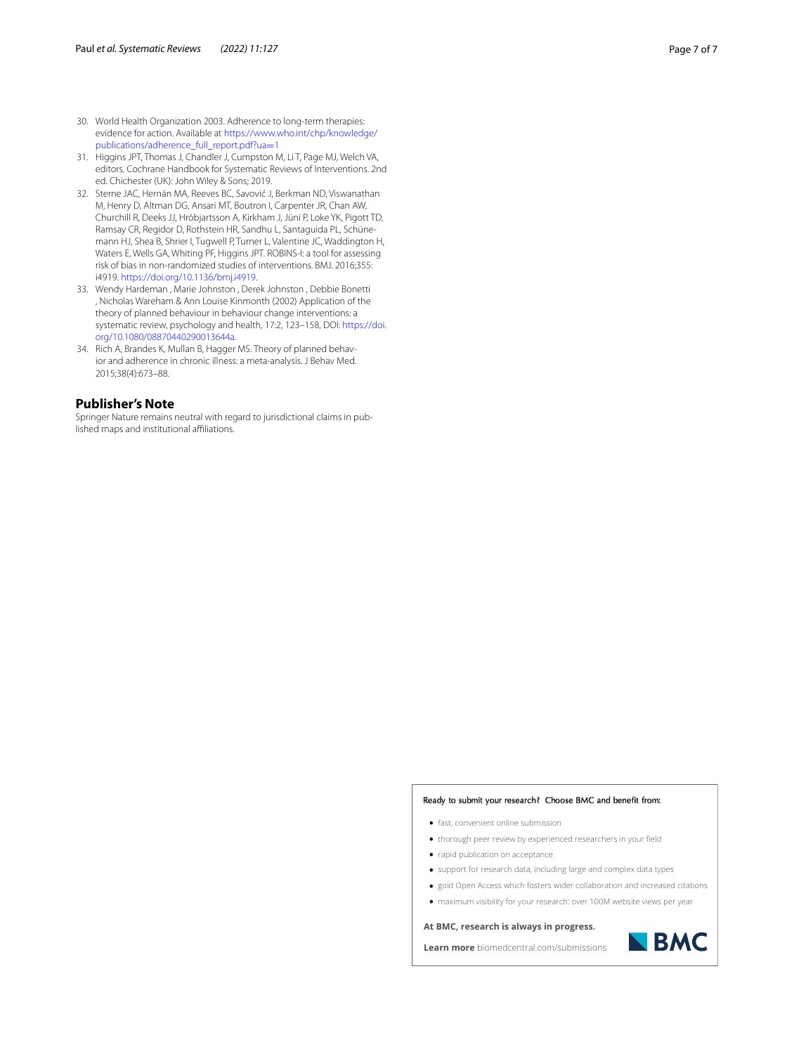30. World Health Organization 2003. Adherence to long-term therapies: evidence for action. Available at https://www.who.int/chp/knowledge/publications/adherence_full_report.pdf?ua=1
31. Higgins JPT, Thomas J, Chandler J, Cumpston M, Li T, Page MJ, Welch VA, editors. Cochrane Handbook for Systematic Reviews of Interventions. 2nd ed. Chichester (UK): John Wiley & Sons; 2019.
32. Sterne JAC, Hernán MA, Reeves BC, Savović J, Berkman ND, Viswanathan M, Henry D, Altman DG, Ansari MT, Boutron I, Carpenter JR, Chan AW, Churchill R, Deeks JJ, Hróbjartsson A, Kirkham J, Jüni P, Loke YK, Pigott TD, Ramsay CR, Regidor D, Rothstein HR, Sandhu L, Santaguida PL, Schünemann HJ, Shea B, Shrier I, Tugwell P, Turner L, Valentine JC, Waddington H, Waters E, Wells GA, Whiting PF, Higgins JPT. ROBINS-I: a tool for assessing risk of bias in non-randomized studies of interventions. BMJ. 2016;355:i4919. https://doi.org/10.1136/bmj.i4919.
33. Wendy Hardeman , Marie Johnston , Derek Johnston , Debbie Bonetti , Nicholas Wareham & Ann Louise Kinmonth (2002) Application of the theory of planned behaviour in behaviour change interventions: a systematic review, psychology and health, 17:2, 123–158, DOI: https://doi.org/10.1080/08870440290013644a.
34. Rich A, Brandes K, Mullan B, Hagger MS. Theory of planned behavior and adherence in chronic illness: a meta-analysis. J Behav Med. 2015;38(4):673–88.

## Publisher's Note

Springer Nature remains neutral with regard to jurisdictional claims in published maps and institutional affiliations.

Ready to submit your research? Choose BMC and benefit from:

- fast, convenient online submission
- thorough peer review by experienced researchers in your field
- rapid publication on acceptance
- support for research data, including large and complex data types
- gold Open Access which fosters wider collaboration and increased citations
- maximum visibility for your research: over 100M website views per year

**At BMC, research is always in progress.**

**Learn more** biomedcentral.com/submissions

BMC